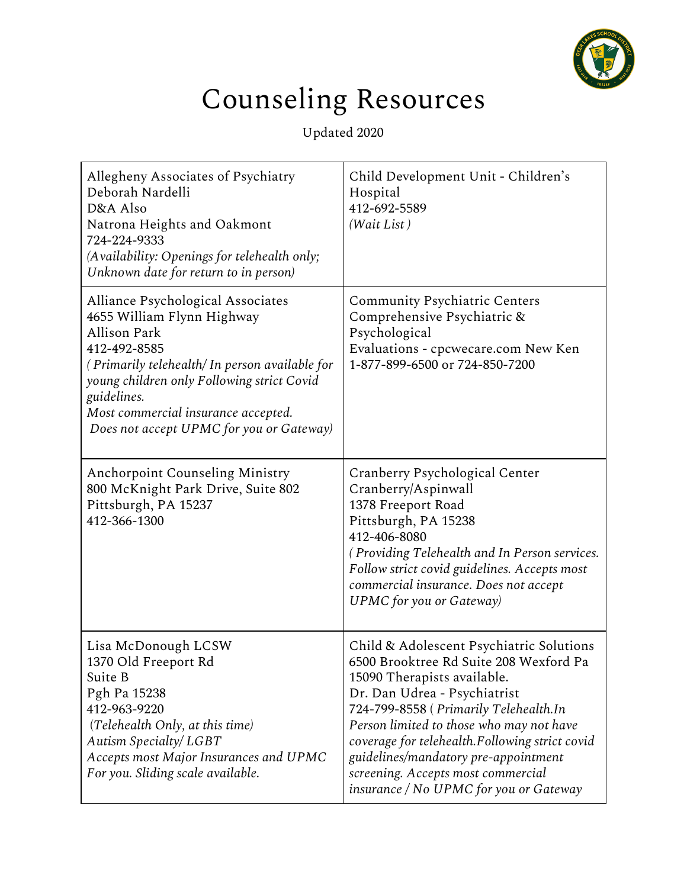# Counseling Resources

Updated 2020

| | |
|---|---|
| Allegheny Associates of Psychiatry<br>Deborah Nardelli<br>D&A Also<br>Natrona Heights and Oakmont<br>724-224-9333<br>*(Availability: Openings for telehealth only; Unknown date for return to in person)* | Child Development Unit - Children's Hospital<br>412-692-5589<br>*(Wait List )* |
| Alliance Psychological Associates<br>4655 William Flynn Highway<br>Allison Park<br>412-492-8585<br>*( Primarily telehealth/ In person available for young children only Following strict Covid guidelines.*<br>*Most commercial insurance accepted.*<br>*Does not accept UPMC for you or Gateway)* | Community Psychiatric Centers<br>Comprehensive Psychiatric & Psychological<br>Evaluations - cpcwecare.com New Ken<br>1-877-899-6500 or 724-850-7200 |
| Anchorpoint Counseling Ministry<br>800 McKnight Park Drive, Suite 802<br>Pittsburgh, PA 15237<br>412-366-1300 | Cranberry Psychological Center<br>Cranberry/Aspinwall<br>1378 Freeport Road<br>Pittsburgh, PA 15238<br>412-406-8080<br>*( Providing Telehealth and In Person services. Follow strict covid guidelines. Accepts most commercial insurance. Does not accept UPMC for you or Gateway)* |
| Lisa McDonough LCSW<br>1370 Old Freeport Rd<br>Suite B<br>Pgh Pa 15238<br>412-963-9220<br>*(Telehealth Only, at this time)*<br>*Autism Specialty/ LGBT*<br>*Accepts most Major Insurances and UPMC For you. Sliding scale available.* | Child & Adolescent Psychiatric Solutions<br>6500 Brooktree Rd Suite 208 Wexford Pa 15090 Therapists available.<br>Dr. Dan Udrea - Psychiatrist<br>724-799-8558 ( *Primarily Telehealth.In Person limited to those who may not have coverage for telehealth.Following strict covid guidelines/mandatory pre-appointment screening. Accepts most commercial insurance / No UPMC for you or Gateway* |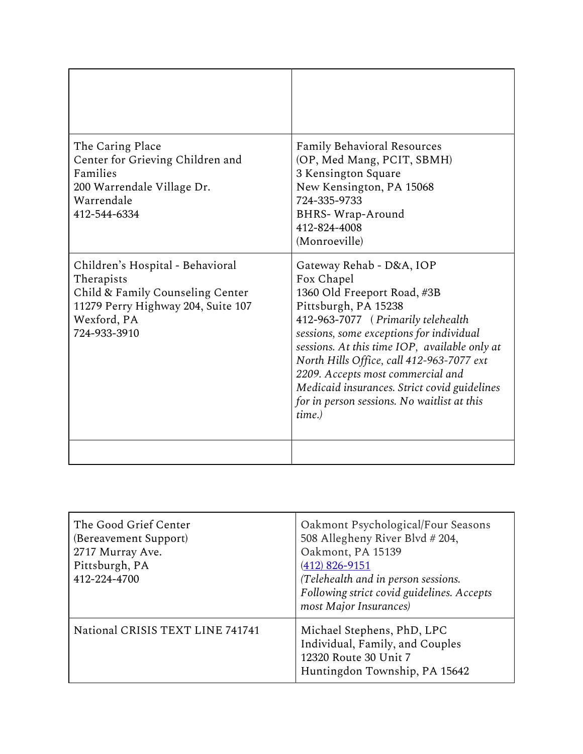| | |
|---|---|
| | |
| The Caring Place<br>Center for Grieving Children and Families<br>200 Warrendale Village Dr.<br>Warrendale<br>412-544-6334 | Family Behavioral Resources<br>(OP, Med Mang, PCIT, SBMH)<br>3 Kensington Square<br>New Kensington, PA 15068<br>724-335-9733<br>BHRS- Wrap-Around<br>412-824-4008<br>(Monroeville) |
| Children's Hospital - Behavioral Therapists<br>Child & Family Counseling Center<br>11279 Perry Highway 204, Suite 107<br>Wexford, PA<br>724-933-3910 | Gateway Rehab - D&A, IOP<br>Fox Chapel<br>1360 Old Freeport Road, #3B<br>Pittsburgh, PA 15238<br>412-963-7077 ( *Primarily telehealth sessions, some exceptions for individual sessions. At this time IOP, available only at North Hills Office, call 412-963-7077 ext 2209. Accepts most commercial and Medicaid insurances. Strict covid guidelines for in person sessions. No waitlist at this time.)* |
| | |

| | |
|---|---|
| The Good Grief Center<br>(Bereavement Support)<br>2717 Murray Ave.<br>Pittsburgh, PA<br>412-224-4700 | Oakmont Psychological/Four Seasons<br>508 Allegheny River Blvd # 204,<br>Oakmont, PA 15139<br>(412) 826-9151<br>*(Telehealth and in person sessions. Following strict covid guidelines. Accepts most Major Insurances)* |
| National CRISIS TEXT LINE 741741 | Michael Stephens, PhD, LPC<br>Individual, Family, and Couples<br>12320 Route 30 Unit 7<br>Huntingdon Township, PA 15642 |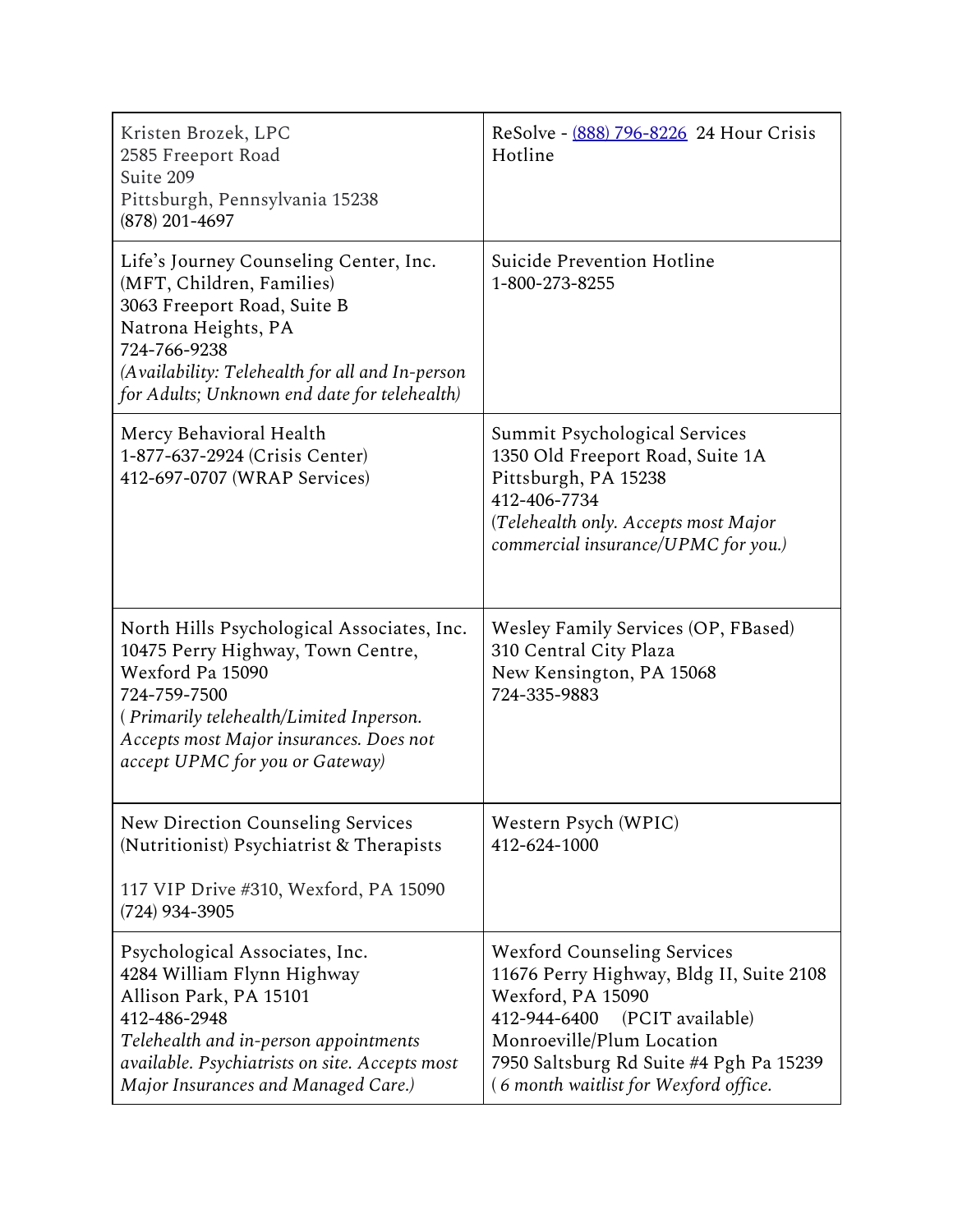| | |
|---|---|
| Kristen Brozek, LPC<br>2585 Freeport Road<br>Suite 209<br>Pittsburgh, Pennsylvania 15238<br>(878) 201-4697 | ReSolve - [(888) 796-8226](tel:8887968226) 24 Hour Crisis Hotline |
| Life's Journey Counseling Center, Inc. (MFT, Children, Families)<br>3063 Freeport Road, Suite B<br>Natrona Heights, PA<br>724-766-9238<br>*(Availability: Telehealth for all and In-person for Adults; Unknown end date for telehealth)* | Suicide Prevention Hotline<br>1-800-273-8255 |
| Mercy Behavioral Health<br>1-877-637-2924 (Crisis Center)<br>412-697-0707 (WRAP Services) | Summit Psychological Services<br>1350 Old Freeport Road, Suite 1A<br>Pittsburgh, PA 15238<br>412-406-7734<br>*(Telehealth only. Accepts most Major commercial insurance/UPMC for you.)* |
| North Hills Psychological Associates, Inc.<br>10475 Perry Highway, Town Centre, Wexford Pa 15090<br>724-759-7500<br>*( Primarily telehealth/Limited Inperson. Accepts most Major insurances. Does not accept UPMC for you or Gateway)* | Wesley Family Services (OP, FBased)<br>310 Central City Plaza<br>New Kensington, PA 15068<br>724-335-9883 |
| New Direction Counseling Services (Nutritionist) Psychiatrist & Therapists<br><br>117 VIP Drive #310, Wexford, PA 15090<br>(724) 934-3905 | Western Psych (WPIC)<br>412-624-1000 |
| Psychological Associates, Inc.<br>4284 William Flynn Highway<br>Allison Park, PA 15101<br>412-486-2948<br>*Telehealth and in-person appointments available. Psychiatrists on site. Accepts most Major Insurances and Managed Care.)* | Wexford Counseling Services<br>11676 Perry Highway, Bldg II, Suite 2108<br>Wexford, PA 15090<br>412-944-6400 (PCIT available)<br>Monroeville/Plum Location<br>7950 Saltsburg Rd Suite #4 Pgh Pa 15239<br>*( 6 month waitlist for Wexford office.* |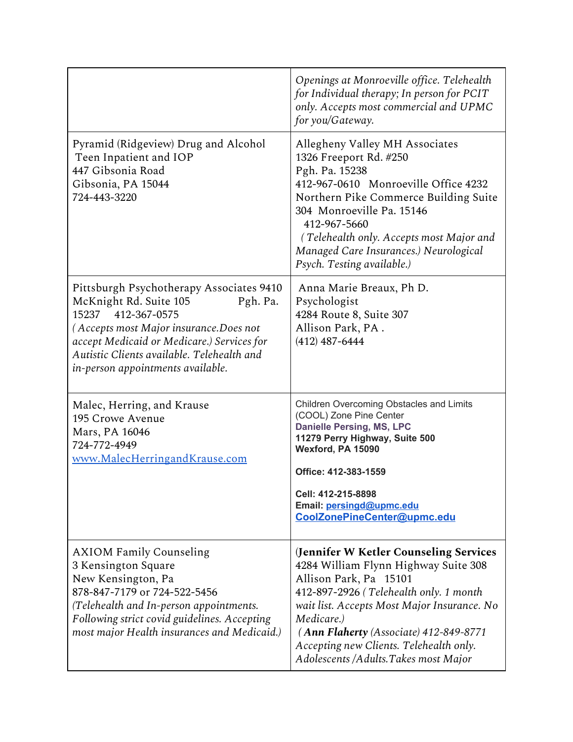| | |
|---|---|
| | *Openings at Monroeville office. Telehealth for Individual therapy; In person for PCIT only. Accepts most commercial and UPMC for you/Gateway.* |
| Pyramid (Ridgeview) Drug and Alcohol Teen Inpatient and IOP<br>447 Gibsonia Road<br>Gibsonia, PA 15044<br>724-443-3220 | Allegheny Valley MH Associates<br>1326 Freeport Rd. #250<br>Pgh. Pa. 15238<br>412-967-0610 Monroeville Office 4232 Northern Pike Commerce Building Suite 304 Monroeville Pa. 15146<br>412-967-5660<br>*( Telehealth only. Accepts most Major and Managed Care Insurances.) Neurological Psych. Testing available.)* |
| Pittsburgh Psychotherapy Associates 9410 McKnight Rd. Suite 105 Pgh. Pa. 15237 412-367-0575<br>*( Accepts most Major insurance.Does not accept Medicaid or Medicare.) Services for Autistic Clients available. Telehealth and in-person appointments available.* | Anna Marie Breaux, Ph D.<br>Psychologist<br>4284 Route 8, Suite 307<br>Allison Park, PA .<br>(412) 487-6444 |
| Malec, Herring, and Krause<br>195 Crowe Avenue<br>Mars, PA 16046<br>724-772-4949<br>[www.MalecHerringandKrause.com](http://www.MalecHerringandKrause.com) | Children Overcoming Obstacles and Limits (COOL) Zone Pine Center<br>**Danielle Persing, MS, LPC**<br>**11279 Perry Highway, Suite 500**<br>**Wexford, PA 15090**<br>**Office: 412-383-1559**<br>**Cell: 412-215-8898**<br>**Email: [persingd@upmc.edu](mailto:persingd@upmc.edu)**<br>**[CoolZonePineCenter@upmc.edu](mailto:CoolZonePineCenter@upmc.edu)** |
| AXIOM Family Counseling<br>3 Kensington Square<br>New Kensington, Pa<br>878-847-7179 or 724-522-5456<br>*(Telehealth and In-person appointments. Following strict covid guidelines. Accepting most major Health insurances and Medicaid.)* | (**Jennifer W Ketler Counseling Services**<br>4284 William Flynn Highway Suite 308<br>Allison Park, Pa 15101<br>412-897-2926 *( Telehealth only. 1 month wait list. Accepts Most Major Insurance. No Medicare.)*<br>*( **Ann Flaherty** (Associate) 412-849-8771 Accepting new Clients. Telehealth only. Adolescents /Adults.Takes most Major* |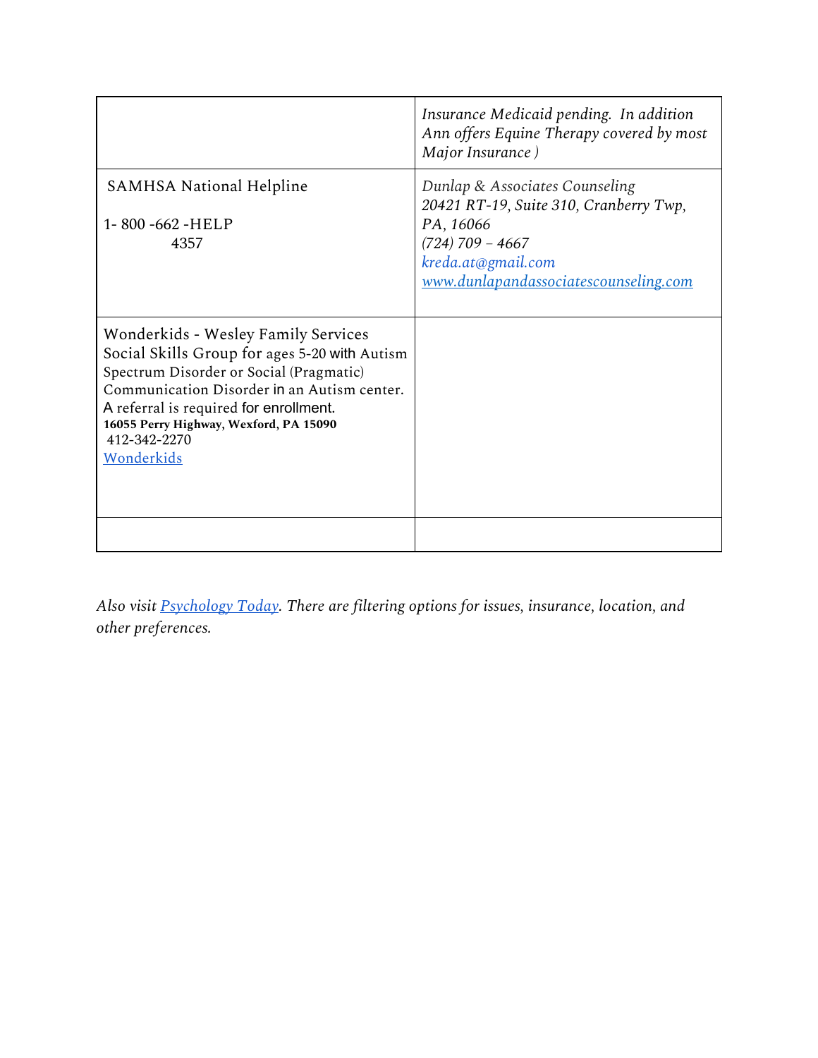| | |
|---|---|
| | *Insurance Medicaid pending. In addition Ann offers Equine Therapy covered by most Major Insurance )* |
| SAMHSA National Helpline<br><br>1- 800 -662 -HELP<br>4357 | *Dunlap & Associates Counseling*<br>*20421 RT-19, Suite 310, Cranberry Twp, PA, 16066*<br>*(724) 709 – 4667*<br>*kreda.at@gmail.com*<br>*[www.dunlapandassociatescounseling.com](www.dunlapandassociatescounseling.com)* |
| Wonderkids - Wesley Family Services Social Skills Group for ages 5-20 with Autism Spectrum Disorder or Social (Pragmatic) Communication Disorder in an Autism center. A referral is required for enrollment.<br>**16055 Perry Highway, Wexford, PA 15090**<br>412-342-2270<br>Wonderkids | |
| | |

*Also visit Psychology Today. There are filtering options for issues, insurance, location, and other preferences.*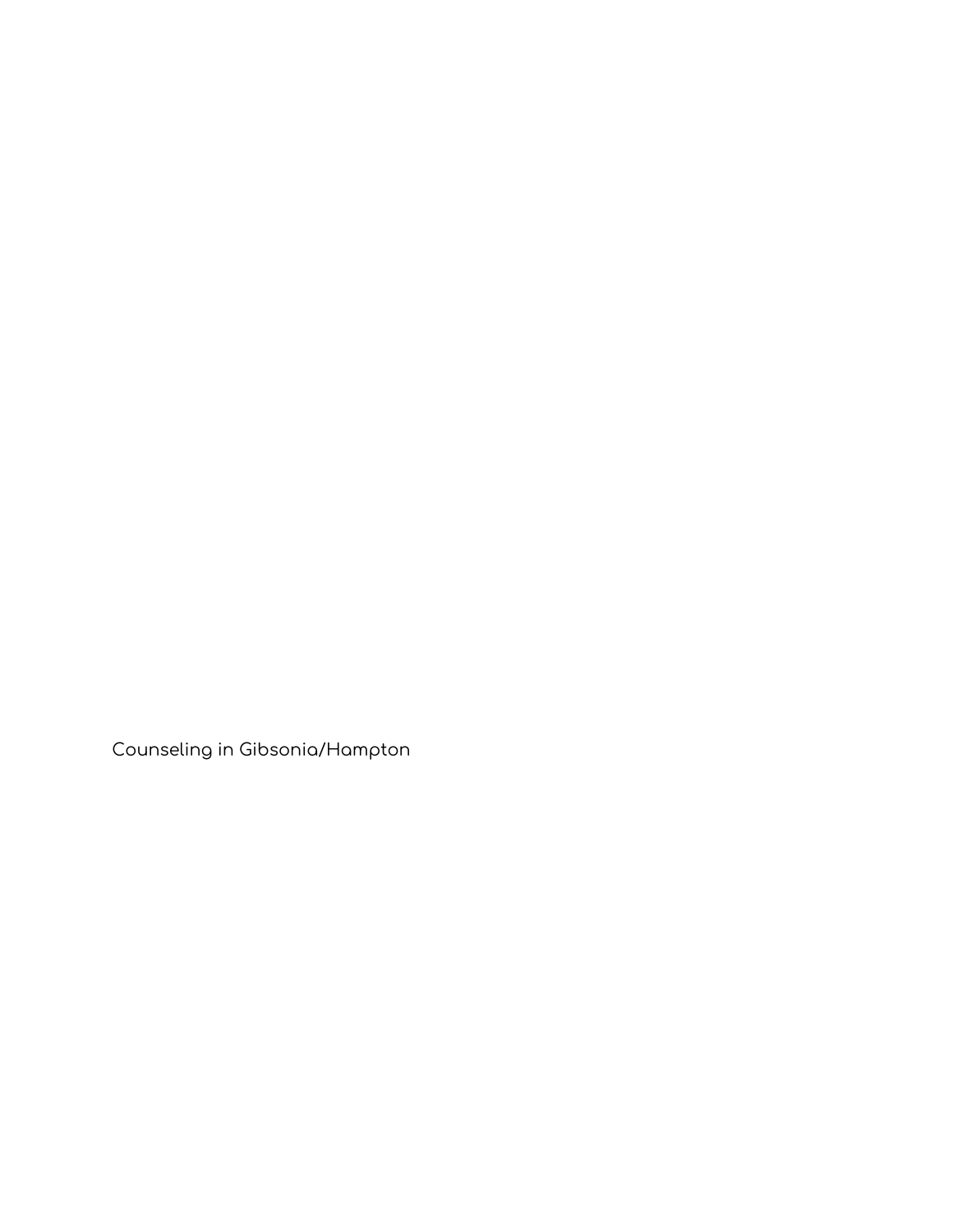Counseling in Gibsonia/Hampton